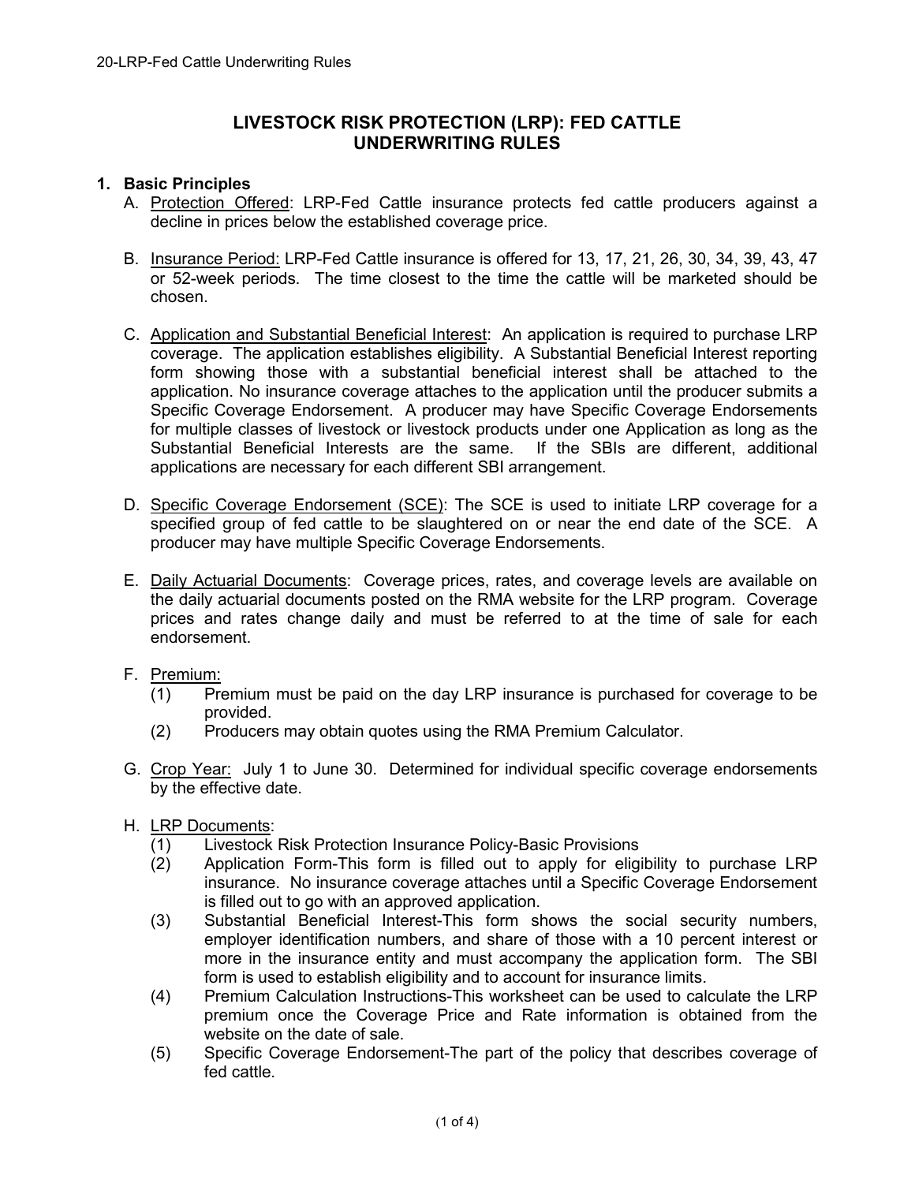# LIVESTOCK RISK PROTECTION (LRP): FED CATTLE UNDERWRITING RULES

## 1. Basic Principles

A. Protection Offered: LRP-Fed Cattle insurance protects fed cattle producers against a decline in prices below the established coverage price.

B. Insurance Period: LRP-Fed Cattle insurance is offered for 13, 17, 21, 26, 30, 34, 39, 43, 47 or 52-week periods. The time closest to the time the cattle will be marketed should be chosen.

C. Application and Substantial Beneficial Interest: An application is required to purchase LRP coverage. The application establishes eligibility. A Substantial Beneficial Interest reporting form showing those with a substantial beneficial interest shall be attached to the application. No insurance coverage attaches to the application until the producer submits a Specific Coverage Endorsement. A producer may have Specific Coverage Endorsements for multiple classes of livestock or livestock products under one Application as long as the Substantial Beneficial Interests are the same. If the SBIs are different, additional applications are necessary for each different SBI arrangement.

D. Specific Coverage Endorsement (SCE): The SCE is used to initiate LRP coverage for a specified group of fed cattle to be slaughtered on or near the end date of the SCE. A producer may have multiple Specific Coverage Endorsements.

E. Daily Actuarial Documents: Coverage prices, rates, and coverage levels are available on the daily actuarial documents posted on the RMA website for the LRP program. Coverage prices and rates change daily and must be referred to at the time of sale for each endorsement.

F. Premium:
   (1) Premium must be paid on the day LRP insurance is purchased for coverage to be provided.
   (2) Producers may obtain quotes using the RMA Premium Calculator.

G. Crop Year: July 1 to June 30. Determined for individual specific coverage endorsements by the effective date.

H. LRP Documents:
   (1) Livestock Risk Protection Insurance Policy-Basic Provisions
   (2) Application Form-This form is filled out to apply for eligibility to purchase LRP insurance. No insurance coverage attaches until a Specific Coverage Endorsement is filled out to go with an approved application.
   (3) Substantial Beneficial Interest-This form shows the social security numbers, employer identification numbers, and share of those with a 10 percent interest or more in the insurance entity and must accompany the application form. The SBI form is used to establish eligibility and to account for insurance limits.
   (4) Premium Calculation Instructions-This worksheet can be used to calculate the LRP premium once the Coverage Price and Rate information is obtained from the website on the date of sale.
   (5) Specific Coverage Endorsement-The part of the policy that describes coverage of fed cattle.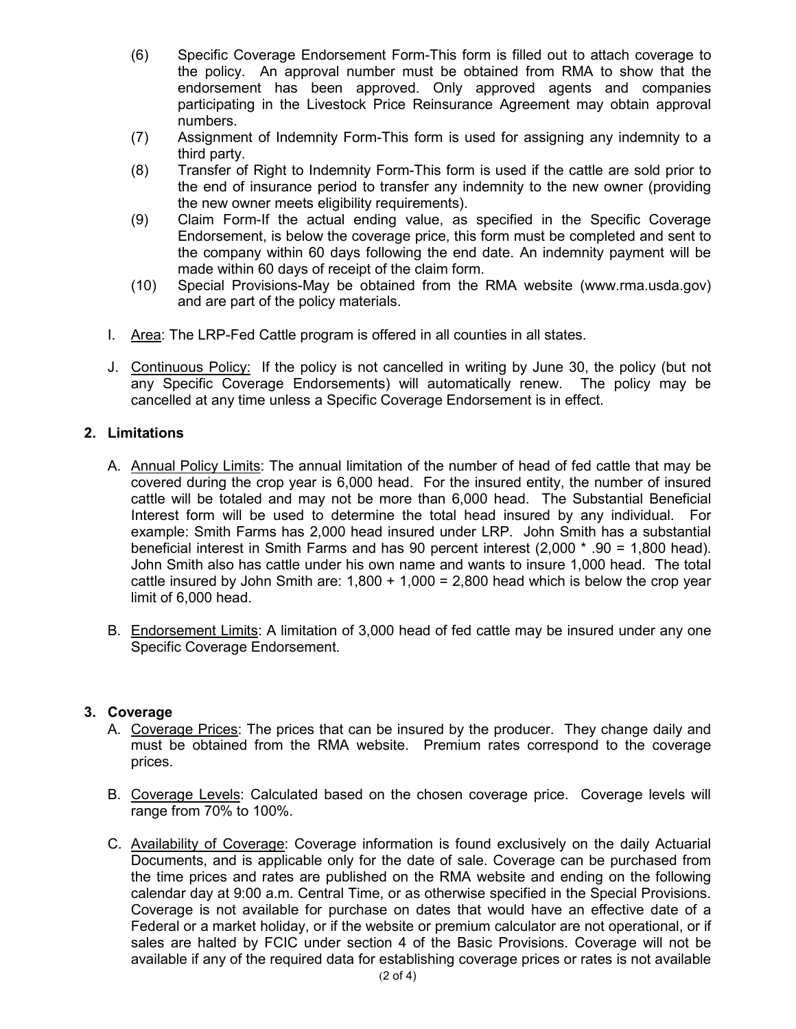(6) Specific Coverage Endorsement Form-This form is filled out to attach coverage to the policy. An approval number must be obtained from RMA to show that the endorsement has been approved. Only approved agents and companies participating in the Livestock Price Reinsurance Agreement may obtain approval numbers.

(7) Assignment of Indemnity Form-This form is used for assigning any indemnity to a third party.

(8) Transfer of Right to Indemnity Form-This form is used if the cattle are sold prior to the end of insurance period to transfer any indemnity to the new owner (providing the new owner meets eligibility requirements).

(9) Claim Form-If the actual ending value, as specified in the Specific Coverage Endorsement, is below the coverage price, this form must be completed and sent to the company within 60 days following the end date. An indemnity payment will be made within 60 days of receipt of the claim form.

(10) Special Provisions-May be obtained from the RMA website (www.rma.usda.gov) and are part of the policy materials.

I. Area: The LRP-Fed Cattle program is offered in all counties in all states.

J. Continuous Policy: If the policy is not cancelled in writing by June 30, the policy (but not any Specific Coverage Endorsements) will automatically renew. The policy may be cancelled at any time unless a Specific Coverage Endorsement is in effect.

## 2. Limitations

A. Annual Policy Limits: The annual limitation of the number of head of fed cattle that may be covered during the crop year is 6,000 head. For the insured entity, the number of insured cattle will be totaled and may not be more than 6,000 head. The Substantial Beneficial Interest form will be used to determine the total head insured by any individual. For example: Smith Farms has 2,000 head insured under LRP. John Smith has a substantial beneficial interest in Smith Farms and has 90 percent interest (2,000 * .90 = 1,800 head). John Smith also has cattle under his own name and wants to insure 1,000 head. The total cattle insured by John Smith are: 1,800 + 1,000 = 2,800 head which is below the crop year limit of 6,000 head.

B. Endorsement Limits: A limitation of 3,000 head of fed cattle may be insured under any one Specific Coverage Endorsement.

## 3. Coverage

A. Coverage Prices: The prices that can be insured by the producer. They change daily and must be obtained from the RMA website. Premium rates correspond to the coverage prices.

B. Coverage Levels: Calculated based on the chosen coverage price. Coverage levels will range from 70% to 100%.

C. Availability of Coverage: Coverage information is found exclusively on the daily Actuarial Documents, and is applicable only for the date of sale. Coverage can be purchased from the time prices and rates are published on the RMA website and ending on the following calendar day at 9:00 a.m. Central Time, or as otherwise specified in the Special Provisions. Coverage is not available for purchase on dates that would have an effective date of a Federal or a market holiday, or if the website or premium calculator are not operational, or if sales are halted by FCIC under section 4 of the Basic Provisions. Coverage will not be available if any of the required data for establishing coverage prices or rates is not available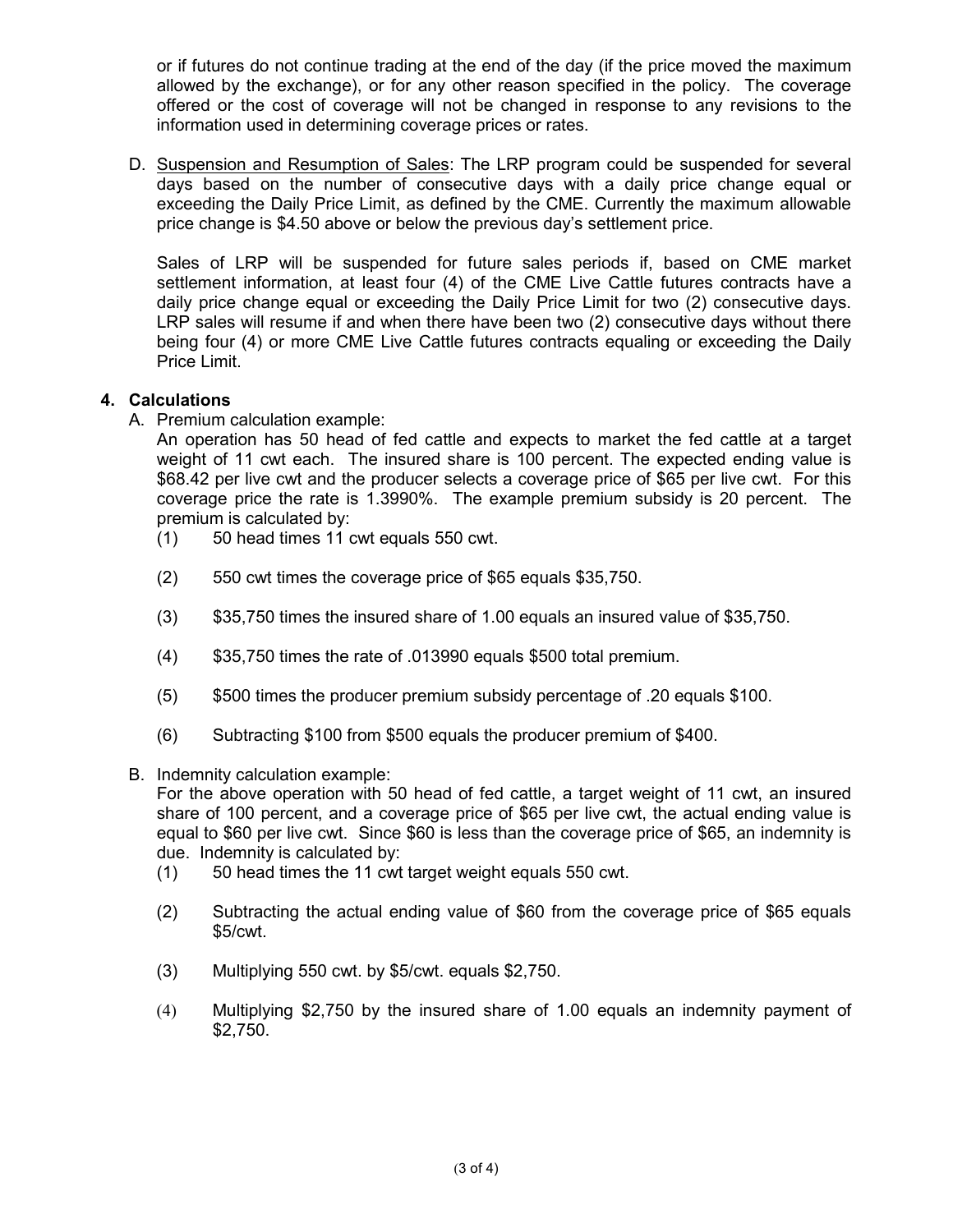or if futures do not continue trading at the end of the day (if the price moved the maximum allowed by the exchange), or for any other reason specified in the policy. The coverage offered or the cost of coverage will not be changed in response to any revisions to the information used in determining coverage prices or rates.

D. Suspension and Resumption of Sales: The LRP program could be suspended for several days based on the number of consecutive days with a daily price change equal or exceeding the Daily Price Limit, as defined by the CME. Currently the maximum allowable price change is $4.50 above or below the previous day's settlement price.

   Sales of LRP will be suspended for future sales periods if, based on CME market settlement information, at least four (4) of the CME Live Cattle futures contracts have a daily price change equal or exceeding the Daily Price Limit for two (2) consecutive days. LRP sales will resume if and when there have been two (2) consecutive days without there being four (4) or more CME Live Cattle futures contracts equaling or exceeding the Daily Price Limit.

**4. Calculations**

A. Premium calculation example:
   An operation has 50 head of fed cattle and expects to market the fed cattle at a target weight of 11 cwt each. The insured share is 100 percent. The expected ending value is $68.42 per live cwt and the producer selects a coverage price of $65 per live cwt. For this coverage price the rate is 1.3990%. The example premium subsidy is 20 percent. The premium is calculated by:

   (1) 50 head times 11 cwt equals 550 cwt.

   (2) 550 cwt times the coverage price of $65 equals $35,750.

   (3) $35,750 times the insured share of 1.00 equals an insured value of $35,750.

   (4) $35,750 times the rate of .013990 equals $500 total premium.

   (5) $500 times the producer premium subsidy percentage of .20 equals $100.

   (6) Subtracting $100 from $500 equals the producer premium of $400.

B. Indemnity calculation example:
   For the above operation with 50 head of fed cattle, a target weight of 11 cwt, an insured share of 100 percent, and a coverage price of $65 per live cwt, the actual ending value is equal to $60 per live cwt. Since $60 is less than the coverage price of $65, an indemnity is due. Indemnity is calculated by:

   (1) 50 head times the 11 cwt target weight equals 550 cwt.

   (2) Subtracting the actual ending value of $60 from the coverage price of $65 equals $5/cwt.

   (3) Multiplying 550 cwt. by $5/cwt. equals $2,750.

   (4) Multiplying $2,750 by the insured share of 1.00 equals an indemnity payment of $2,750.